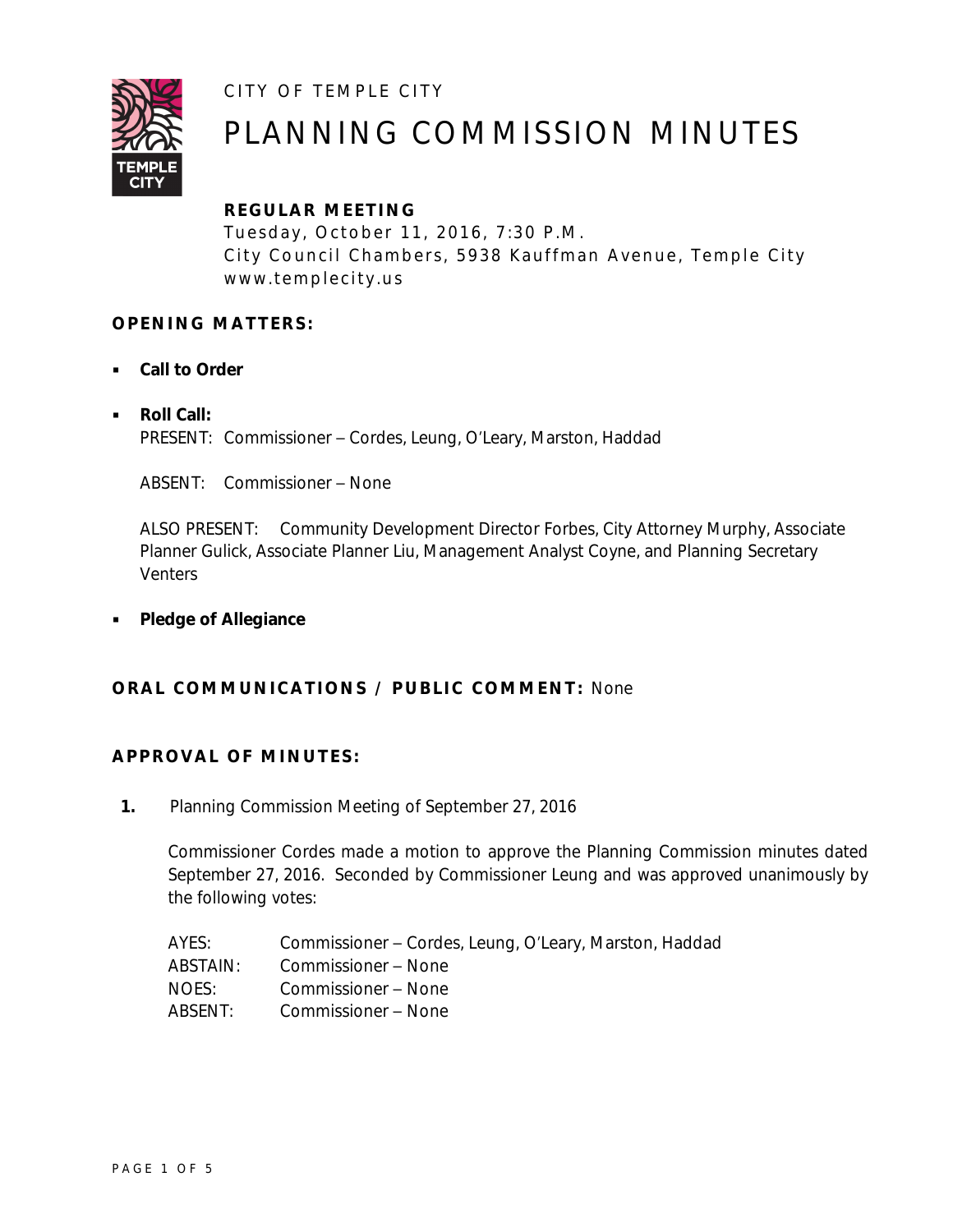CITY OF TEMPLE CITY

# PLANNING COMMISSION MINUTES

**REGULAR MEETING**

Tuesday, October 11, 2016, 7:30 P.M.
City Council Chambers, 5938 Kauffman Avenue, Temple City
www.templecity.us

## OPENING MATTERS:

- **Call to Order**

- **Roll Call:**
  PRESENT: Commissioner – Cordes, Leung, O'Leary, Marston, Haddad

  ABSENT: Commissioner – None

  ALSO PRESENT: Community Development Director Forbes, City Attorney Murphy, Associate Planner Gulick, Associate Planner Liu, Management Analyst Coyne, and Planning Secretary Venters

- **Pledge of Allegiance**

## ORAL COMMUNICATIONS / PUBLIC COMMENT: None

## APPROVAL OF MINUTES:

**1.** Planning Commission Meeting of September 27, 2016

Commissioner Cordes made a motion to approve the Planning Commission minutes dated September 27, 2016. Seconded by Commissioner Leung and was approved unanimously by the following votes:

| | |
|---|---|
| AYES: | Commissioner – Cordes, Leung, O'Leary, Marston, Haddad |
| ABSTAIN: | Commissioner – None |
| NOES: | Commissioner – None |
| ABSENT: | Commissioner – None |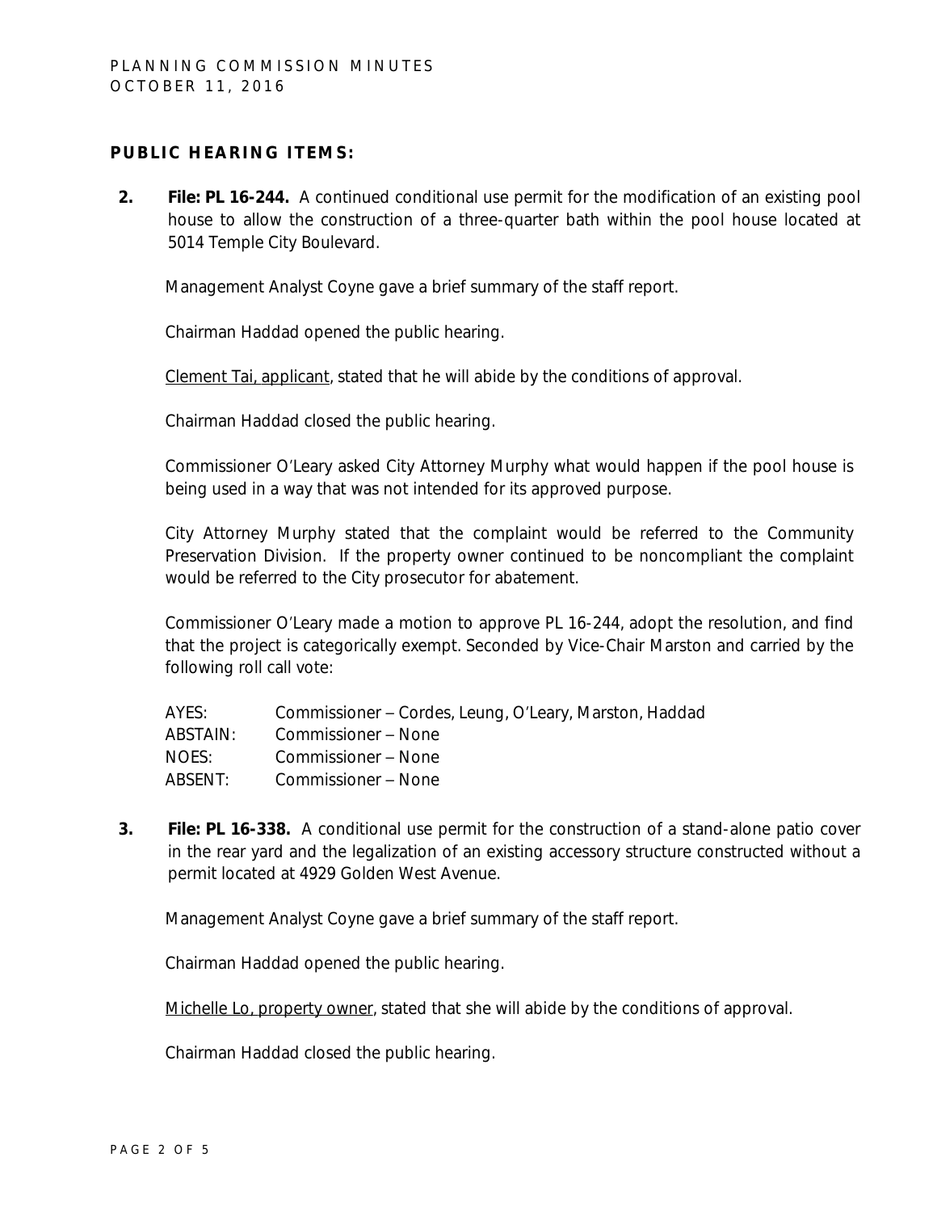**PUBLIC HEARING ITEMS:**

2. **File: PL 16-244.** A continued conditional use permit for the modification of an existing pool house to allow the construction of a three-quarter bath within the pool house located at 5014 Temple City Boulevard.

   Management Analyst Coyne gave a brief summary of the staff report.

   Chairman Haddad opened the public hearing.

   Clement Tai, applicant, stated that he will abide by the conditions of approval.

   Chairman Haddad closed the public hearing.

   Commissioner O'Leary asked City Attorney Murphy what would happen if the pool house is being used in a way that was not intended for its approved purpose.

   City Attorney Murphy stated that the complaint would be referred to the Community Preservation Division. If the property owner continued to be noncompliant the complaint would be referred to the City prosecutor for abatement.

   Commissioner O'Leary made a motion to approve PL 16-244, adopt the resolution, and find that the project is categorically exempt. Seconded by Vice-Chair Marston and carried by the following roll call vote:

   | | |
   |---|---|
   | AYES: | Commissioner – Cordes, Leung, O'Leary, Marston, Haddad |
   | ABSTAIN: | Commissioner – None |
   | NOES: | Commissioner – None |
   | ABSENT: | Commissioner – None |

3. **File: PL 16-338.** A conditional use permit for the construction of a stand-alone patio cover in the rear yard and the legalization of an existing accessory structure constructed without a permit located at 4929 Golden West Avenue.

   Management Analyst Coyne gave a brief summary of the staff report.

   Chairman Haddad opened the public hearing.

   Michelle Lo, property owner, stated that she will abide by the conditions of approval.

   Chairman Haddad closed the public hearing.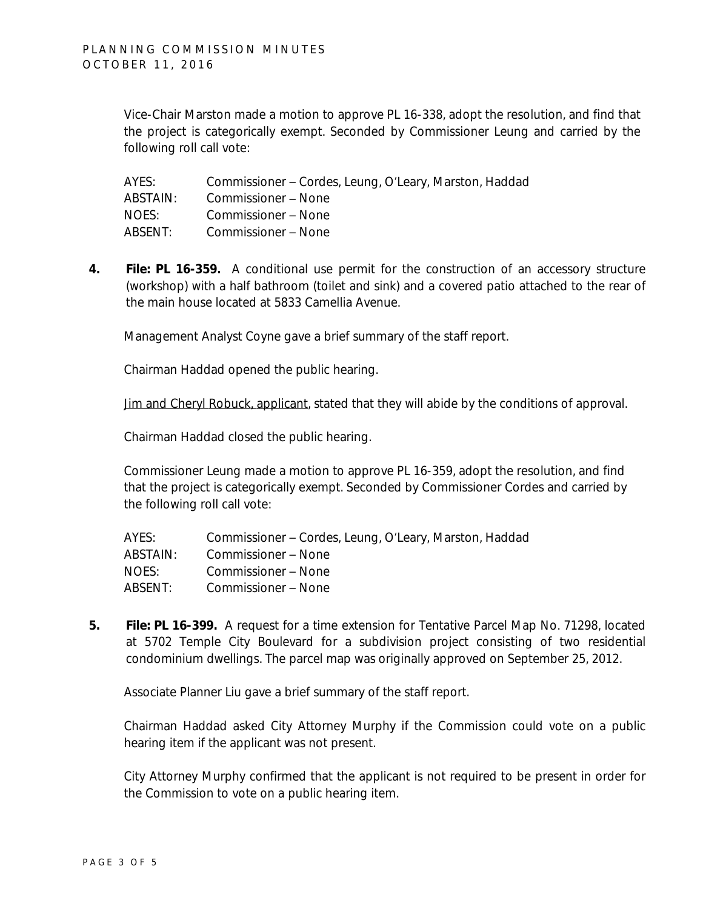Vice-Chair Marston made a motion to approve PL 16-338, adopt the resolution, and find that the project is categorically exempt. Seconded by Commissioner Leung and carried by the following roll call vote:

| | |
|---|---|
| AYES: | Commissioner – Cordes, Leung, O'Leary, Marston, Haddad |
| ABSTAIN: | Commissioner – None |
| NOES: | Commissioner – None |
| ABSENT: | Commissioner – None |

4. **File: PL 16-359.** A conditional use permit for the construction of an accessory structure (workshop) with a half bathroom (toilet and sink) and a covered patio attached to the rear of the main house located at 5833 Camellia Avenue.

   Management Analyst Coyne gave a brief summary of the staff report.

   Chairman Haddad opened the public hearing.

   Jim and Cheryl Robuck, applicant, stated that they will abide by the conditions of approval.

   Chairman Haddad closed the public hearing.

   Commissioner Leung made a motion to approve PL 16-359, adopt the resolution, and find that the project is categorically exempt. Seconded by Commissioner Cordes and carried by the following roll call vote:

| | |
|---|---|
| AYES: | Commissioner – Cordes, Leung, O'Leary, Marston, Haddad |
| ABSTAIN: | Commissioner – None |
| NOES: | Commissioner – None |
| ABSENT: | Commissioner – None |

5. **File: PL 16-399.** A request for a time extension for Tentative Parcel Map No. 71298, located at 5702 Temple City Boulevard for a subdivision project consisting of two residential condominium dwellings. The parcel map was originally approved on September 25, 2012.

   Associate Planner Liu gave a brief summary of the staff report.

   Chairman Haddad asked City Attorney Murphy if the Commission could vote on a public hearing item if the applicant was not present.

   City Attorney Murphy confirmed that the applicant is not required to be present in order for the Commission to vote on a public hearing item.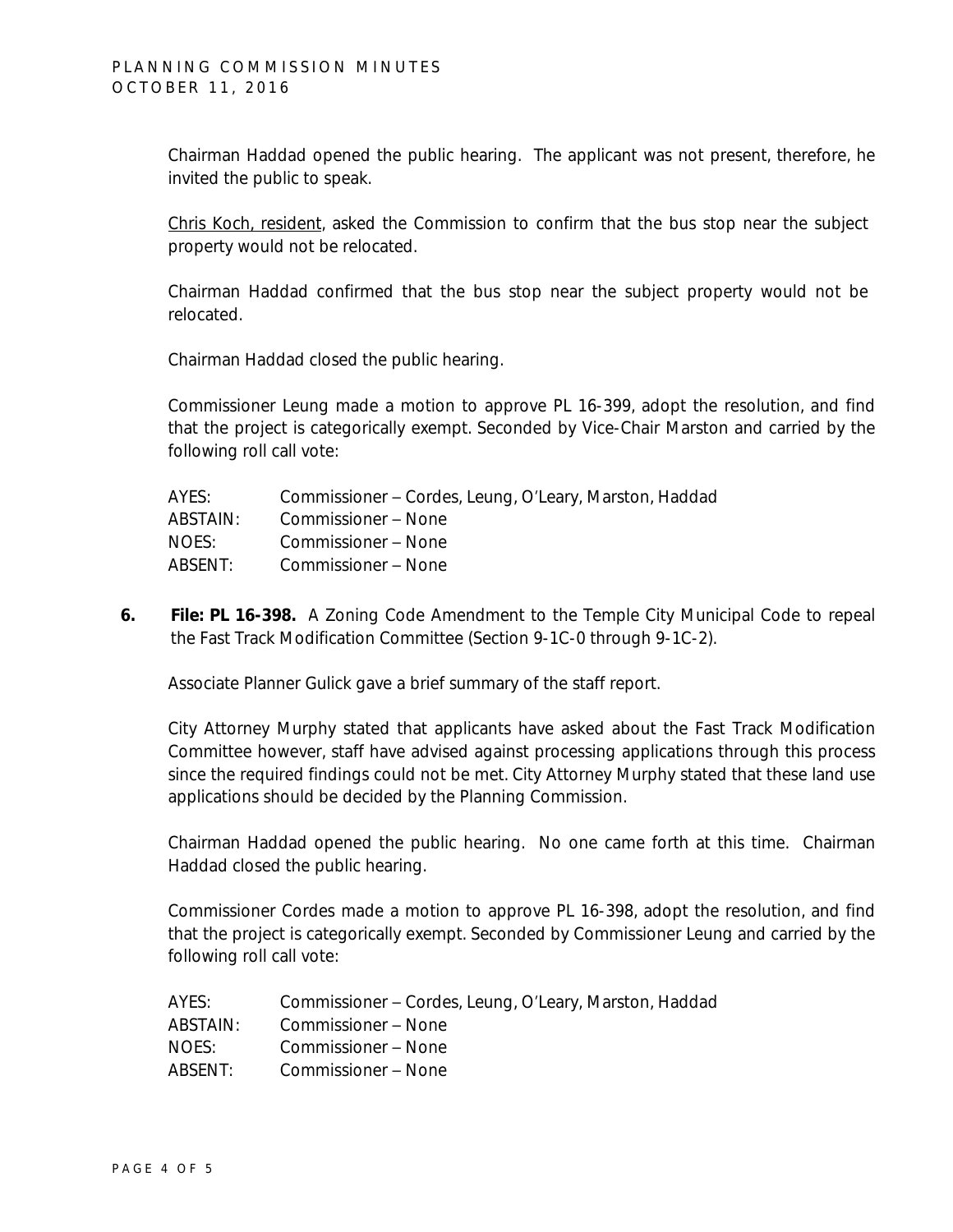Chairman Haddad opened the public hearing. The applicant was not present, therefore, he invited the public to speak.

Chris Koch, resident, asked the Commission to confirm that the bus stop near the subject property would not be relocated.

Chairman Haddad confirmed that the bus stop near the subject property would not be relocated.

Chairman Haddad closed the public hearing.

Commissioner Leung made a motion to approve PL 16-399, adopt the resolution, and find that the project is categorically exempt. Seconded by Vice-Chair Marston and carried by the following roll call vote:

| | |
|---|---|
| AYES: | Commissioner – Cordes, Leung, O'Leary, Marston, Haddad |
| ABSTAIN: | Commissioner – None |
| NOES: | Commissioner – None |
| ABSENT: | Commissioner – None |

**6. File: PL 16-398.** A Zoning Code Amendment to the Temple City Municipal Code to repeal the Fast Track Modification Committee (Section 9-1C-0 through 9-1C-2).

Associate Planner Gulick gave a brief summary of the staff report.

City Attorney Murphy stated that applicants have asked about the Fast Track Modification Committee however, staff have advised against processing applications through this process since the required findings could not be met. City Attorney Murphy stated that these land use applications should be decided by the Planning Commission.

Chairman Haddad opened the public hearing. No one came forth at this time. Chairman Haddad closed the public hearing.

Commissioner Cordes made a motion to approve PL 16-398, adopt the resolution, and find that the project is categorically exempt. Seconded by Commissioner Leung and carried by the following roll call vote:

| | |
|---|---|
| AYES: | Commissioner – Cordes, Leung, O'Leary, Marston, Haddad |
| ABSTAIN: | Commissioner – None |
| NOES: | Commissioner – None |
| ABSENT: | Commissioner – None |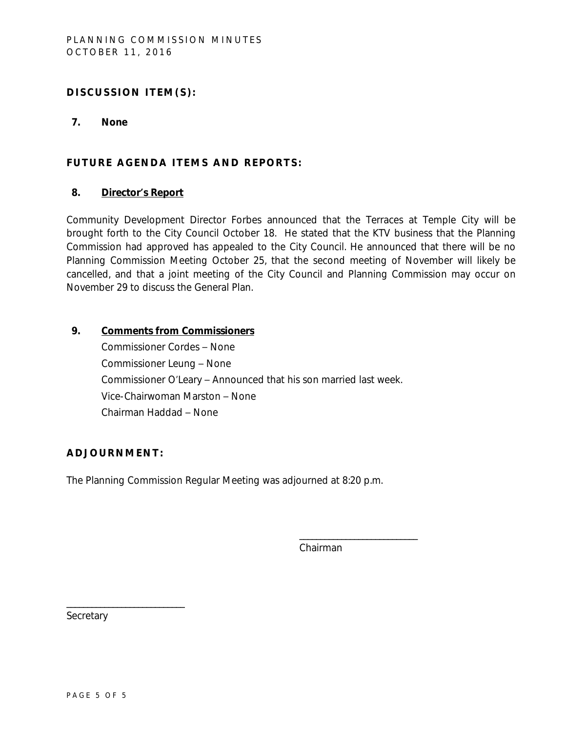## DISCUSSION ITEM(S):

**7. None**

## FUTURE AGENDA ITEMS AND REPORTS:

**8. Director's Report**

Community Development Director Forbes announced that the Terraces at Temple City will be brought forth to the City Council October 18. He stated that the KTV business that the Planning Commission had approved has appealed to the City Council. He announced that there will be no Planning Commission Meeting October 25, that the second meeting of November will likely be cancelled, and that a joint meeting of the City Council and Planning Commission may occur on November 29 to discuss the General Plan.

**9. Comments from Commissioners**

Commissioner Cordes – None
Commissioner Leung – None
Commissioner O'Leary – Announced that his son married last week.
Vice-Chairwoman Marston – None
Chairman Haddad – None

## ADJOURNMENT:

The Planning Commission Regular Meeting was adjourned at 8:20 p.m.

\_\_\_\_\_\_\_\_\_\_\_\_\_\_\_\_\_\_\_\_\_\_\_\_\_
Chairman

\_\_\_\_\_\_\_\_\_\_\_\_\_\_\_\_\_\_\_\_\_\_\_\_\_
Secretary